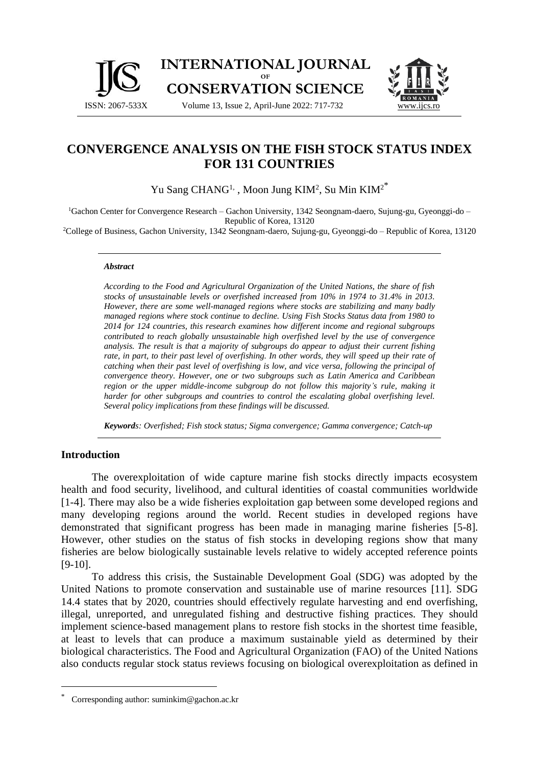# CONVERGENCE ANALYSIS ON THE FISH STOCK STATUS INDEX FOR 131 COUNTRIES

Yu Sang CHANG[1], Moon Jung KIM[2], Su Min KIM[2*]

[1]Gachon Center for Convergence Research – Gachon University, 1342 Seongnam-daero, Sujung-gu, Gyeonggi-do – Republic of Korea, 13120

[2]College of Business, Gachon University, 1342 Seongnam-daero, Sujung-gu, Gyeonggi-do – Republic of Korea, 13120

### *Abstract*

*According to the Food and Agricultural Organization of the United Nations, the share of fish stocks of unsustainable levels or overfished increased from 10% in 1974 to 31.4% in 2013. However, there are some well-managed regions where stocks are stabilizing and many badly managed regions where stock continue to decline. Using Fish Stocks Status data from 1980 to 2014 for 124 countries, this research examines how different income and regional subgroups contributed to reach globally unsustainable high overfished level by the use of convergence analysis. The result is that a majority of subgroups do appear to adjust their current fishing rate, in part, to their past level of overfishing. In other words, they will speed up their rate of catching when their past level of overfishing is low, and vice versa, following the principal of convergence theory. However, one or two subgroups such as Latin America and Caribbean region or the upper middle-income subgroup do not follow this majority's rule, making it harder for other subgroups and countries to control the escalating global overfishing level. Several policy implications from these findings will be discussed.*

***Keywords****: Overfished; Fish stock status; Sigma convergence; Gamma convergence; Catch-up*

## Introduction

The overexploitation of wide capture marine fish stocks directly impacts ecosystem health and food security, livelihood, and cultural identities of coastal communities worldwide [1-4]. There may also be a wide fisheries exploitation gap between some developed regions and many developing regions around the world. Recent studies in developed regions have demonstrated that significant progress has been made in managing marine fisheries [5-8]. However, other studies on the status of fish stocks in developing regions show that many fisheries are below biologically sustainable levels relative to widely accepted reference points [9-10].

To address this crisis, the Sustainable Development Goal (SDG) was adopted by the United Nations to promote conservation and sustainable use of marine resources [11]. SDG 14.4 states that by 2020, countries should effectively regulate harvesting and end overfishing, illegal, unreported, and unregulated fishing and destructive fishing practices. They should implement science-based management plans to restore fish stocks in the shortest time feasible, at least to levels that can produce a maximum sustainable yield as determined by their biological characteristics. The Food and Agricultural Organization (FAO) of the United Nations also conducts regular stock status reviews focusing on biological overexploitation as defined in

---

* Corresponding author: suminkim@gachon.ac.kr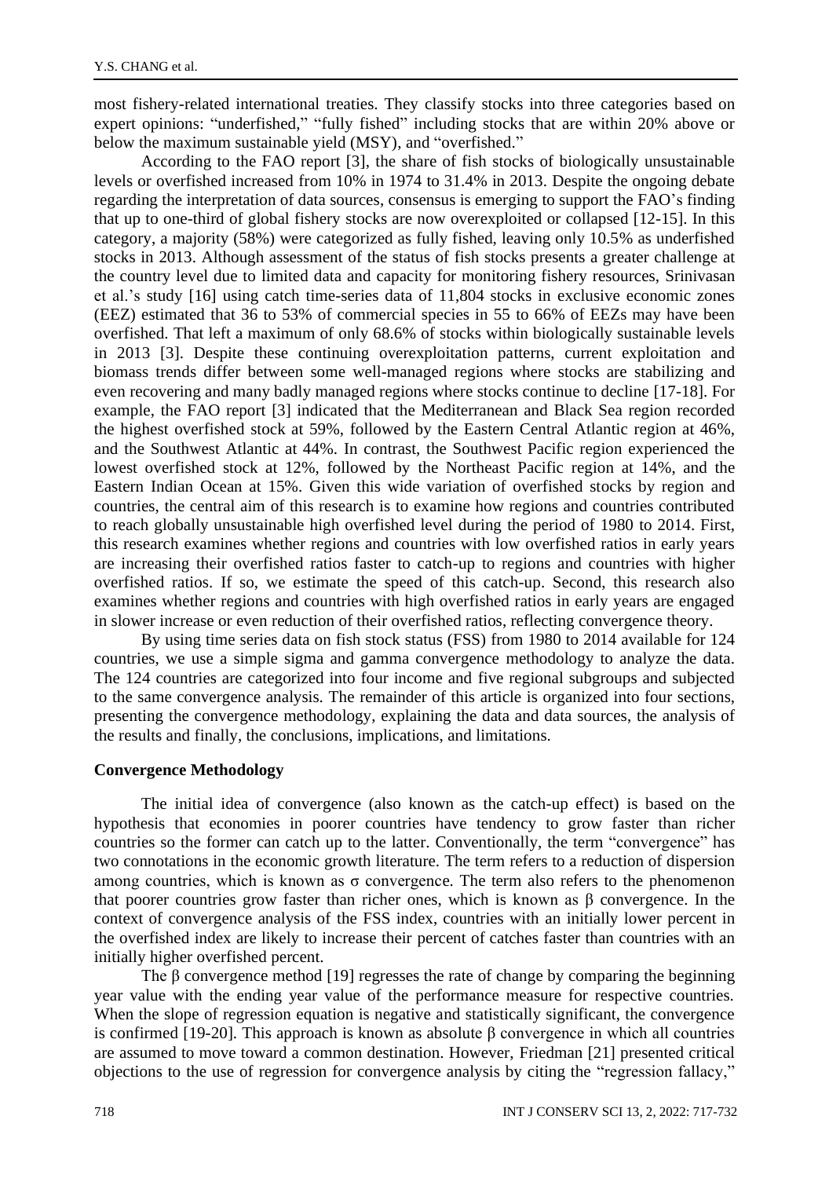most fishery-related international treaties. They classify stocks into three categories based on expert opinions: "underfished," "fully fished" including stocks that are within 20% above or below the maximum sustainable yield (MSY), and "overfished."

According to the FAO report [3], the share of fish stocks of biologically unsustainable levels or overfished increased from 10% in 1974 to 31.4% in 2013. Despite the ongoing debate regarding the interpretation of data sources, consensus is emerging to support the FAO's finding that up to one-third of global fishery stocks are now overexploited or collapsed [12-15]. In this category, a majority (58%) were categorized as fully fished, leaving only 10.5% as underfished stocks in 2013. Although assessment of the status of fish stocks presents a greater challenge at the country level due to limited data and capacity for monitoring fishery resources, Srinivasan et al.'s study [16] using catch time-series data of 11,804 stocks in exclusive economic zones (EEZ) estimated that 36 to 53% of commercial species in 55 to 66% of EEZs may have been overfished. That left a maximum of only 68.6% of stocks within biologically sustainable levels in 2013 [3]. Despite these continuing overexploitation patterns, current exploitation and biomass trends differ between some well-managed regions where stocks are stabilizing and even recovering and many badly managed regions where stocks continue to decline [17-18]. For example, the FAO report [3] indicated that the Mediterranean and Black Sea region recorded the highest overfished stock at 59%, followed by the Eastern Central Atlantic region at 46%, and the Southwest Atlantic at 44%. In contrast, the Southwest Pacific region experienced the lowest overfished stock at 12%, followed by the Northeast Pacific region at 14%, and the Eastern Indian Ocean at 15%. Given this wide variation of overfished stocks by region and countries, the central aim of this research is to examine how regions and countries contributed to reach globally unsustainable high overfished level during the period of 1980 to 2014. First, this research examines whether regions and countries with low overfished ratios in early years are increasing their overfished ratios faster to catch-up to regions and countries with higher overfished ratios. If so, we estimate the speed of this catch-up. Second, this research also examines whether regions and countries with high overfished ratios in early years are engaged in slower increase or even reduction of their overfished ratios, reflecting convergence theory.

By using time series data on fish stock status (FSS) from 1980 to 2014 available for 124 countries, we use a simple sigma and gamma convergence methodology to analyze the data. The 124 countries are categorized into four income and five regional subgroups and subjected to the same convergence analysis. The remainder of this article is organized into four sections, presenting the convergence methodology, explaining the data and data sources, the analysis of the results and finally, the conclusions, implications, and limitations.

## Convergence Methodology

The initial idea of convergence (also known as the catch-up effect) is based on the hypothesis that economies in poorer countries have tendency to grow faster than richer countries so the former can catch up to the latter. Conventionally, the term "convergence" has two connotations in the economic growth literature. The term refers to a reduction of dispersion among countries, which is known as $\sigma$ convergence. The term also refers to the phenomenon that poorer countries grow faster than richer ones, which is known as $\beta$ convergence. In the context of convergence analysis of the FSS index, countries with an initially lower percent in the overfished index are likely to increase their percent of catches faster than countries with an initially higher overfished percent.

The $\beta$ convergence method [19] regresses the rate of change by comparing the beginning year value with the ending year value of the performance measure for respective countries. When the slope of regression equation is negative and statistically significant, the convergence is confirmed [19-20]. This approach is known as absolute $\beta$ convergence in which all countries are assumed to move toward a common destination. However, Friedman [21] presented critical objections to the use of regression for convergence analysis by citing the "regression fallacy,"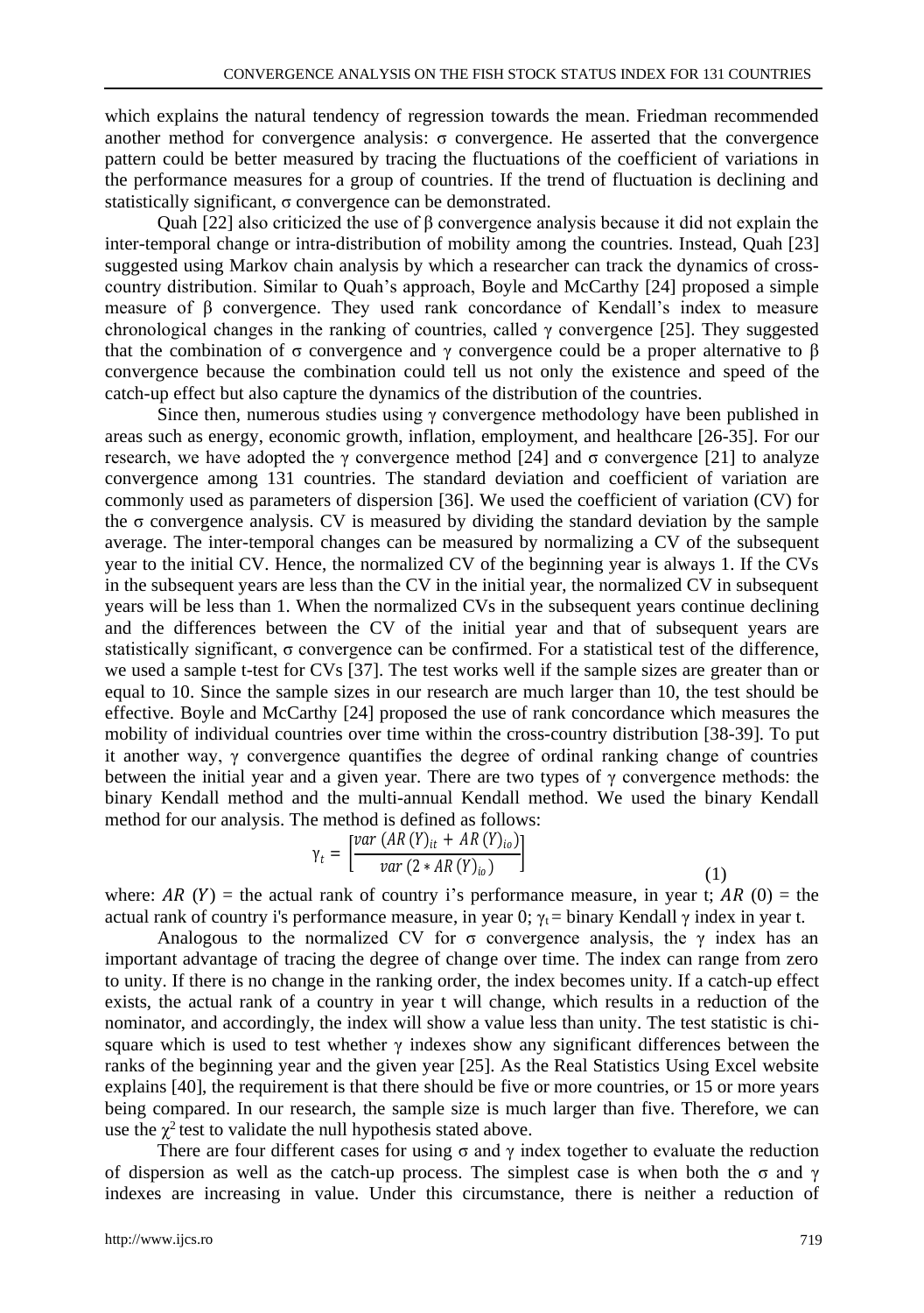which explains the natural tendency of regression towards the mean. Friedman recommended another method for convergence analysis: σ convergence. He asserted that the convergence pattern could be better measured by tracing the fluctuations of the coefficient of variations in the performance measures for a group of countries. If the trend of fluctuation is declining and statistically significant, σ convergence can be demonstrated.

Quah [22] also criticized the use of β convergence analysis because it did not explain the inter-temporal change or intra-distribution of mobility among the countries. Instead, Quah [23] suggested using Markov chain analysis by which a researcher can track the dynamics of cross-country distribution. Similar to Quah's approach, Boyle and McCarthy [24] proposed a simple measure of β convergence. They used rank concordance of Kendall's index to measure chronological changes in the ranking of countries, called γ convergence [25]. They suggested that the combination of σ convergence and γ convergence could be a proper alternative to β convergence because the combination could tell us not only the existence and speed of the catch-up effect but also capture the dynamics of the distribution of the countries.

Since then, numerous studies using γ convergence methodology have been published in areas such as energy, economic growth, inflation, employment, and healthcare [26-35]. For our research, we have adopted the γ convergence method [24] and σ convergence [21] to analyze convergence among 131 countries. The standard deviation and coefficient of variation are commonly used as parameters of dispersion [36]. We used the coefficient of variation (CV) for the σ convergence analysis. CV is measured by dividing the standard deviation by the sample average. The inter-temporal changes can be measured by normalizing a CV of the subsequent year to the initial CV. Hence, the normalized CV of the beginning year is always 1. If the CVs in the subsequent years are less than the CV in the initial year, the normalized CV in subsequent years will be less than 1. When the normalized CVs in the subsequent years continue declining and the differences between the CV of the initial year and that of subsequent years are statistically significant, σ convergence can be confirmed. For a statistical test of the difference, we used a sample t-test for CVs [37]. The test works well if the sample sizes are greater than or equal to 10. Since the sample sizes in our research are much larger than 10, the test should be effective. Boyle and McCarthy [24] proposed the use of rank concordance which measures the mobility of individual countries over time within the cross-country distribution [38-39]. To put it another way, γ convergence quantifies the degree of ordinal ranking change of countries between the initial year and a given year. There are two types of γ convergence methods: the binary Kendall method and the multi-annual Kendall method. We used the binary Kendall method for our analysis. The method is defined as follows:

$$\gamma_t = \left[\frac{var\ (AR\,(Y)_{it} + AR\,(Y)_{io})}{var\ (2 * AR\,(Y)_{io})}\right] \tag{1}$$

where: $AR\ (Y)$ = the actual rank of country i's performance measure, in year t; $AR\ (0)$ = the actual rank of country i's performance measure, in year 0; $\gamma_t$ = binary Kendall γ index in year t.

Analogous to the normalized CV for σ convergence analysis, the γ index has an important advantage of tracing the degree of change over time. The index can range from zero to unity. If there is no change in the ranking order, the index becomes unity. If a catch-up effect exists, the actual rank of a country in year t will change, which results in a reduction of the nominator, and accordingly, the index will show a value less than unity. The test statistic is chi-square which is used to test whether γ indexes show any significant differences between the ranks of the beginning year and the given year [25]. As the Real Statistics Using Excel website explains [40], the requirement is that there should be five or more countries, or 15 or more years being compared. In our research, the sample size is much larger than five. Therefore, we can use the $\chi^2$ test to validate the null hypothesis stated above.

There are four different cases for using σ and γ index together to evaluate the reduction of dispersion as well as the catch-up process. The simplest case is when both the σ and γ indexes are increasing in value. Under this circumstance, there is neither a reduction of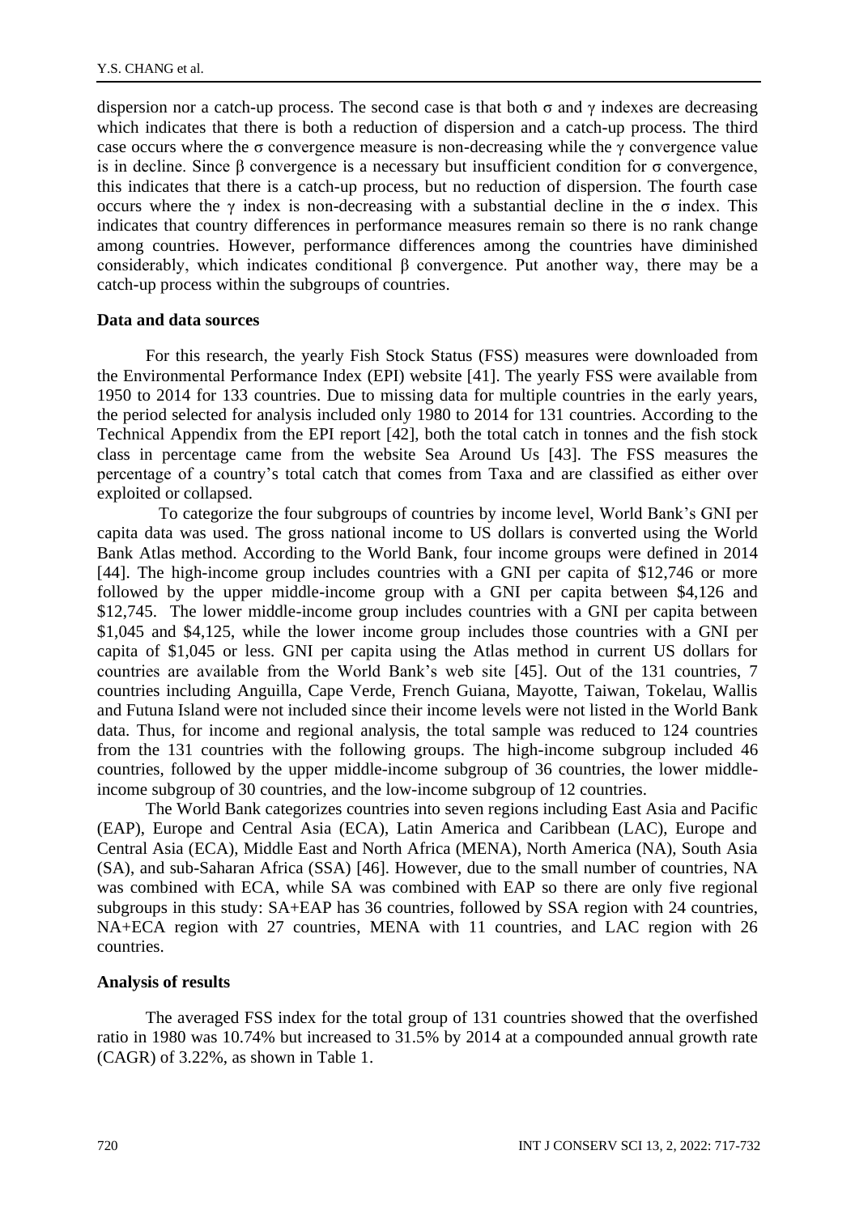dispersion nor a catch-up process. The second case is that both σ and γ indexes are decreasing which indicates that there is both a reduction of dispersion and a catch-up process. The third case occurs where the σ convergence measure is non-decreasing while the γ convergence value is in decline. Since β convergence is a necessary but insufficient condition for σ convergence, this indicates that there is a catch-up process, but no reduction of dispersion. The fourth case occurs where the γ index is non-decreasing with a substantial decline in the σ index. This indicates that country differences in performance measures remain so there is no rank change among countries. However, performance differences among the countries have diminished considerably, which indicates conditional β convergence. Put another way, there may be a catch-up process within the subgroups of countries.

**Data and data sources**

For this research, the yearly Fish Stock Status (FSS) measures were downloaded from the Environmental Performance Index (EPI) website [41]. The yearly FSS were available from 1950 to 2014 for 133 countries. Due to missing data for multiple countries in the early years, the period selected for analysis included only 1980 to 2014 for 131 countries. According to the Technical Appendix from the EPI report [42], both the total catch in tonnes and the fish stock class in percentage came from the website Sea Around Us [43]. The FSS measures the percentage of a country's total catch that comes from Taxa and are classified as either over exploited or collapsed.

To categorize the four subgroups of countries by income level, World Bank's GNI per capita data was used. The gross national income to US dollars is converted using the World Bank Atlas method. According to the World Bank, four income groups were defined in 2014 [44]. The high-income group includes countries with a GNI per capita of $12,746 or more followed by the upper middle-income group with a GNI per capita between $4,126 and $12,745. The lower middle-income group includes countries with a GNI per capita between $1,045 and $4,125, while the lower income group includes those countries with a GNI per capita of $1,045 or less. GNI per capita using the Atlas method in current US dollars for countries are available from the World Bank's web site [45]. Out of the 131 countries, 7 countries including Anguilla, Cape Verde, French Guiana, Mayotte, Taiwan, Tokelau, Wallis and Futuna Island were not included since their income levels were not listed in the World Bank data. Thus, for income and regional analysis, the total sample was reduced to 124 countries from the 131 countries with the following groups. The high-income subgroup included 46 countries, followed by the upper middle-income subgroup of 36 countries, the lower middle-income subgroup of 30 countries, and the low-income subgroup of 12 countries.

The World Bank categorizes countries into seven regions including East Asia and Pacific (EAP), Europe and Central Asia (ECA), Latin America and Caribbean (LAC), Europe and Central Asia (ECA), Middle East and North Africa (MENA), North America (NA), South Asia (SA), and sub-Saharan Africa (SSA) [46]. However, due to the small number of countries, NA was combined with ECA, while SA was combined with EAP so there are only five regional subgroups in this study: SA+EAP has 36 countries, followed by SSA region with 24 countries, NA+ECA region with 27 countries, MENA with 11 countries, and LAC region with 26 countries.

**Analysis of results**

The averaged FSS index for the total group of 131 countries showed that the overfished ratio in 1980 was 10.74% but increased to 31.5% by 2014 at a compounded annual growth rate (CAGR) of 3.22%, as shown in Table 1.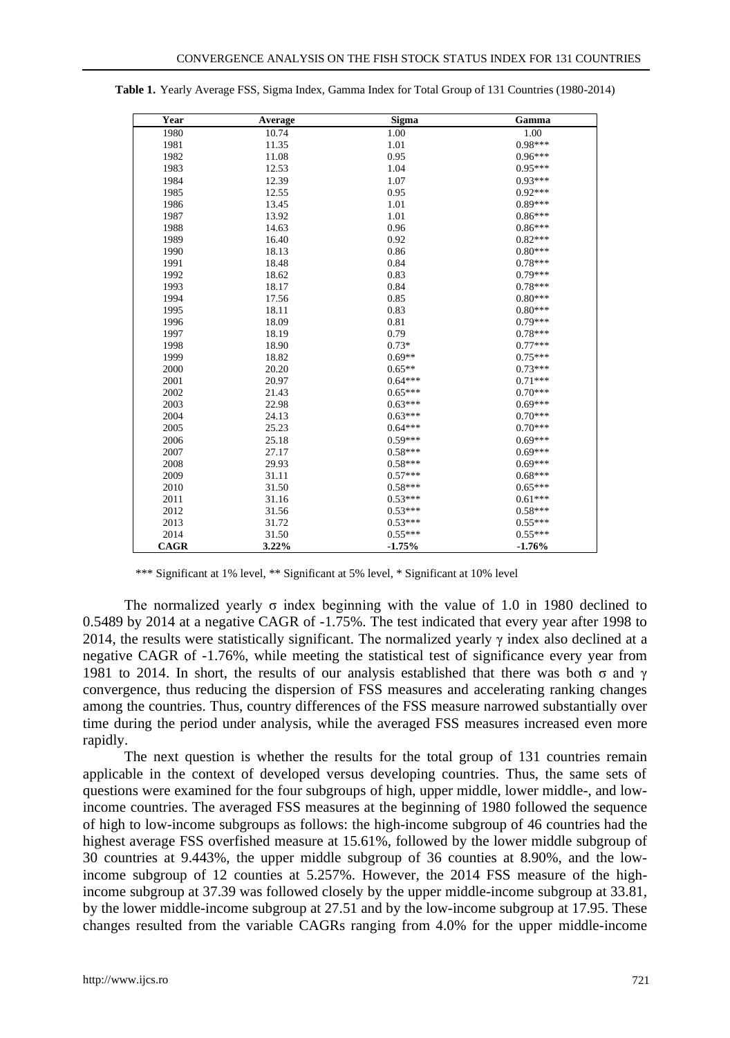**Table 1.** Yearly Average FSS, Sigma Index, Gamma Index for Total Group of 131 Countries (1980-2014)

| Year | Average | Sigma | Gamma |
|---|---|---|---|
| 1980 | 10.74 | 1.00 | 1.00 |
| 1981 | 11.35 | 1.01 | 0.98*** |
| 1982 | 11.08 | 0.95 | 0.96*** |
| 1983 | 12.53 | 1.04 | 0.95*** |
| 1984 | 12.39 | 1.07 | 0.93*** |
| 1985 | 12.55 | 0.95 | 0.92*** |
| 1986 | 13.45 | 1.01 | 0.89*** |
| 1987 | 13.92 | 1.01 | 0.86*** |
| 1988 | 14.63 | 0.96 | 0.86*** |
| 1989 | 16.40 | 0.92 | 0.82*** |
| 1990 | 18.13 | 0.86 | 0.80*** |
| 1991 | 18.48 | 0.84 | 0.78*** |
| 1992 | 18.62 | 0.83 | 0.79*** |
| 1993 | 18.17 | 0.84 | 0.78*** |
| 1994 | 17.56 | 0.85 | 0.80*** |
| 1995 | 18.11 | 0.83 | 0.80*** |
| 1996 | 18.09 | 0.81 | 0.79*** |
| 1997 | 18.19 | 0.79 | 0.78*** |
| 1998 | 18.90 | 0.73* | 0.77*** |
| 1999 | 18.82 | 0.69** | 0.75*** |
| 2000 | 20.20 | 0.65** | 0.73*** |
| 2001 | 20.97 | 0.64*** | 0.71*** |
| 2002 | 21.43 | 0.65*** | 0.70*** |
| 2003 | 22.98 | 0.63*** | 0.69*** |
| 2004 | 24.13 | 0.63*** | 0.70*** |
| 2005 | 25.23 | 0.64*** | 0.70*** |
| 2006 | 25.18 | 0.59*** | 0.69*** |
| 2007 | 27.17 | 0.58*** | 0.69*** |
| 2008 | 29.93 | 0.58*** | 0.69*** |
| 2009 | 31.11 | 0.57*** | 0.68*** |
| 2010 | 31.50 | 0.58*** | 0.65*** |
| 2011 | 31.16 | 0.53*** | 0.61*** |
| 2012 | 31.56 | 0.53*** | 0.58*** |
| 2013 | 31.72 | 0.53*** | 0.55*** |
| 2014 | 31.50 | 0.55*** | 0.55*** |
| **CAGR** | **3.22%** | **-1.75%** | **-1.76%** |

*** Significant at 1% level, ** Significant at 5% level, * Significant at 10% level

The normalized yearly σ index beginning with the value of 1.0 in 1980 declined to 0.5489 by 2014 at a negative CAGR of -1.75%. The test indicated that every year after 1998 to 2014, the results were statistically significant. The normalized yearly γ index also declined at a negative CAGR of -1.76%, while meeting the statistical test of significance every year from 1981 to 2014. In short, the results of our analysis established that there was both σ and γ convergence, thus reducing the dispersion of FSS measures and accelerating ranking changes among the countries. Thus, country differences of the FSS measure narrowed substantially over time during the period under analysis, while the averaged FSS measures increased even more rapidly.

The next question is whether the results for the total group of 131 countries remain applicable in the context of developed versus developing countries. Thus, the same sets of questions were examined for the four subgroups of high, upper middle, lower middle-, and low-income countries. The averaged FSS measures at the beginning of 1980 followed the sequence of high to low-income subgroups as follows: the high-income subgroup of 46 countries had the highest average FSS overfished measure at 15.61%, followed by the lower middle subgroup of 30 countries at 9.443%, the upper middle subgroup of 36 counties at 8.90%, and the low-income subgroup of 12 counties at 5.257%. However, the 2014 FSS measure of the high-income subgroup at 37.39 was followed closely by the upper middle-income subgroup at 33.81, by the lower middle-income subgroup at 27.51 and by the low-income subgroup at 17.95. These changes resulted from the variable CAGRs ranging from 4.0% for the upper middle-income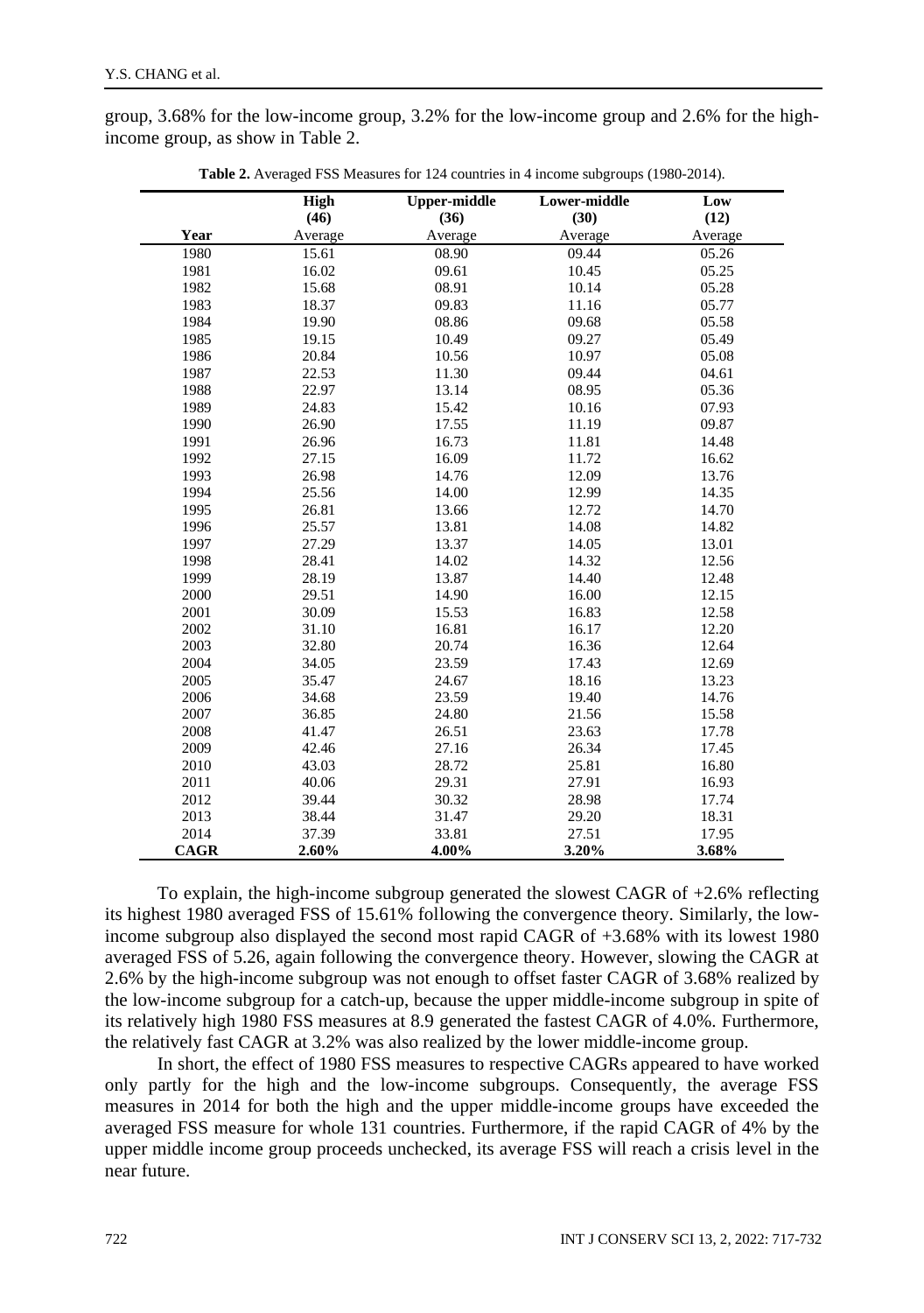group, 3.68% for the low-income group, 3.2% for the low-income group and 2.6% for the high-income group, as show in Table 2.

**Table 2.** Averaged FSS Measures for 124 countries in 4 income subgroups (1980-2014).

| | **High (46)** | **Upper-middle (36)** | **Lower-middle (30)** | **Low (12)** |
|---|---|---|---|---|
| **Year** | Average | Average | Average | Average |
| 1980 | 15.61 | 08.90 | 09.44 | 05.26 |
| 1981 | 16.02 | 09.61 | 10.45 | 05.25 |
| 1982 | 15.68 | 08.91 | 10.14 | 05.28 |
| 1983 | 18.37 | 09.83 | 11.16 | 05.77 |
| 1984 | 19.90 | 08.86 | 09.68 | 05.58 |
| 1985 | 19.15 | 10.49 | 09.27 | 05.49 |
| 1986 | 20.84 | 10.56 | 10.97 | 05.08 |
| 1987 | 22.53 | 11.30 | 09.44 | 04.61 |
| 1988 | 22.97 | 13.14 | 08.95 | 05.36 |
| 1989 | 24.83 | 15.42 | 10.16 | 07.93 |
| 1990 | 26.90 | 17.55 | 11.19 | 09.87 |
| 1991 | 26.96 | 16.73 | 11.81 | 14.48 |
| 1992 | 27.15 | 16.09 | 11.72 | 16.62 |
| 1993 | 26.98 | 14.76 | 12.09 | 13.76 |
| 1994 | 25.56 | 14.00 | 12.99 | 14.35 |
| 1995 | 26.81 | 13.66 | 12.72 | 14.70 |
| 1996 | 25.57 | 13.81 | 14.08 | 14.82 |
| 1997 | 27.29 | 13.37 | 14.05 | 13.01 |
| 1998 | 28.41 | 14.02 | 14.32 | 12.56 |
| 1999 | 28.19 | 13.87 | 14.40 | 12.48 |
| 2000 | 29.51 | 14.90 | 16.00 | 12.15 |
| 2001 | 30.09 | 15.53 | 16.83 | 12.58 |
| 2002 | 31.10 | 16.81 | 16.17 | 12.20 |
| 2003 | 32.80 | 20.74 | 16.36 | 12.64 |
| 2004 | 34.05 | 23.59 | 17.43 | 12.69 |
| 2005 | 35.47 | 24.67 | 18.16 | 13.23 |
| 2006 | 34.68 | 23.59 | 19.40 | 14.76 |
| 2007 | 36.85 | 24.80 | 21.56 | 15.58 |
| 2008 | 41.47 | 26.51 | 23.63 | 17.78 |
| 2009 | 42.46 | 27.16 | 26.34 | 17.45 |
| 2010 | 43.03 | 28.72 | 25.81 | 16.80 |
| 2011 | 40.06 | 29.31 | 27.91 | 16.93 |
| 2012 | 39.44 | 30.32 | 28.98 | 17.74 |
| 2013 | 38.44 | 31.47 | 29.20 | 18.31 |
| 2014 | 37.39 | 33.81 | 27.51 | 17.95 |
| **CAGR** | **2.60%** | **4.00%** | **3.20%** | **3.68%** |

To explain, the high-income subgroup generated the slowest CAGR of +2.6% reflecting its highest 1980 averaged FSS of 15.61% following the convergence theory. Similarly, the low-income subgroup also displayed the second most rapid CAGR of +3.68% with its lowest 1980 averaged FSS of 5.26, again following the convergence theory. However, slowing the CAGR at 2.6% by the high-income subgroup was not enough to offset faster CAGR of 3.68% realized by the low-income subgroup for a catch-up, because the upper middle-income subgroup in spite of its relatively high 1980 FSS measures at 8.9 generated the fastest CAGR of 4.0%. Furthermore, the relatively fast CAGR at 3.2% was also realized by the lower middle-income group.

In short, the effect of 1980 FSS measures to respective CAGRs appeared to have worked only partly for the high and the low-income subgroups. Consequently, the average FSS measures in 2014 for both the high and the upper middle-income groups have exceeded the averaged FSS measure for whole 131 countries. Furthermore, if the rapid CAGR of 4% by the upper middle income group proceeds unchecked, its average FSS will reach a crisis level in the near future.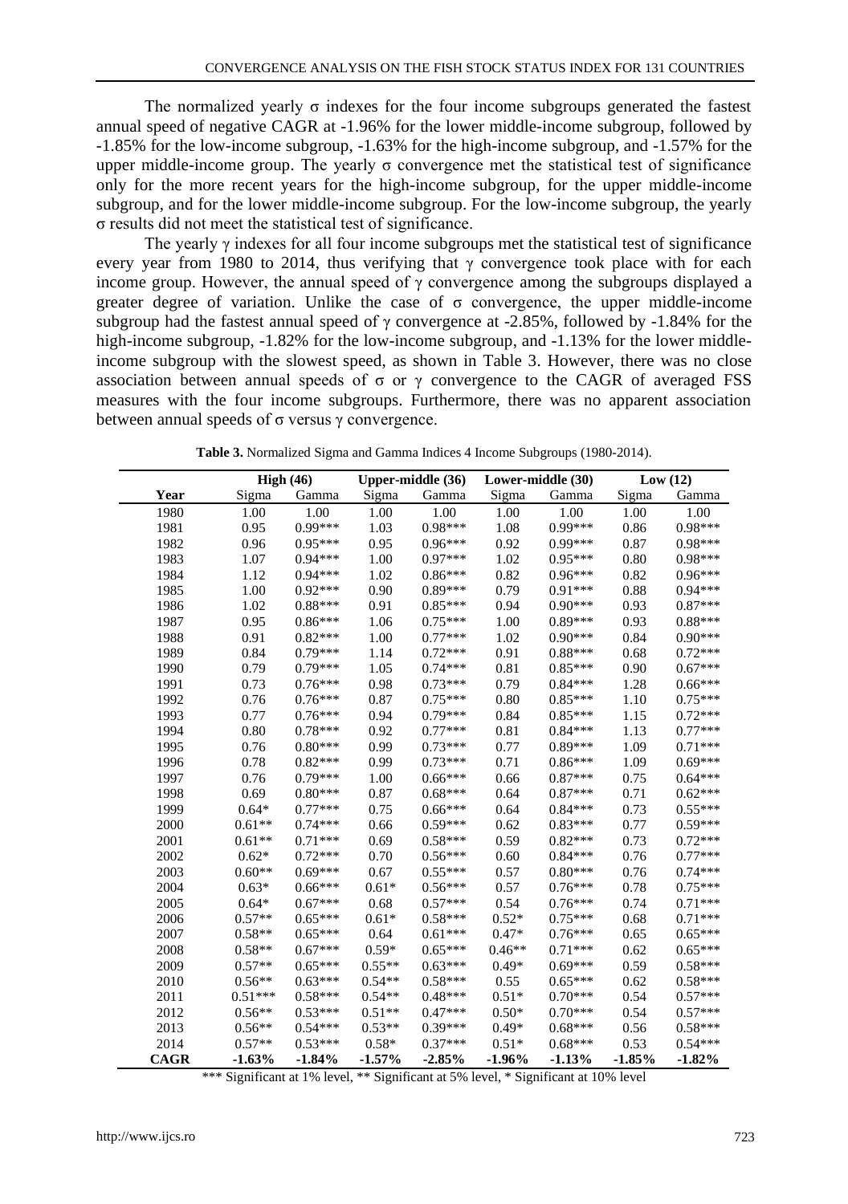The normalized yearly σ indexes for the four income subgroups generated the fastest annual speed of negative CAGR at -1.96% for the lower middle-income subgroup, followed by -1.85% for the low-income subgroup, -1.63% for the high-income subgroup, and -1.57% for the upper middle-income group. The yearly σ convergence met the statistical test of significance only for the more recent years for the high-income subgroup, for the upper middle-income subgroup, and for the lower middle-income subgroup. For the low-income subgroup, the yearly σ results did not meet the statistical test of significance.

The yearly γ indexes for all four income subgroups met the statistical test of significance every year from 1980 to 2014, thus verifying that γ convergence took place with for each income group. However, the annual speed of γ convergence among the subgroups displayed a greater degree of variation. Unlike the case of σ convergence, the upper middle-income subgroup had the fastest annual speed of γ convergence at -2.85%, followed by -1.84% for the high-income subgroup, -1.82% for the low-income subgroup, and -1.13% for the lower middle-income subgroup with the slowest speed, as shown in Table 3. However, there was no close association between annual speeds of σ or γ convergence to the CAGR of averaged FSS measures with the four income subgroups. Furthermore, there was no apparent association between annual speeds of σ versus γ convergence.

**Table 3.** Normalized Sigma and Gamma Indices 4 Income Subgroups (1980-2014).

| | High (46) | | Upper-middle (36) | | Lower-middle (30) | | Low (12) | |
|---|---|---|---|---|---|---|---|---|
| Year | Sigma | Gamma | Sigma | Gamma | Sigma | Gamma | Sigma | Gamma |
| 1980 | 1.00 | 1.00 | 1.00 | 1.00 | 1.00 | 1.00 | 1.00 | 1.00 |
| 1981 | 0.95 | 0.99*** | 1.03 | 0.98*** | 1.08 | 0.99*** | 0.86 | 0.98*** |
| 1982 | 0.96 | 0.95*** | 0.95 | 0.96*** | 0.92 | 0.99*** | 0.87 | 0.98*** |
| 1983 | 1.07 | 0.94*** | 1.00 | 0.97*** | 1.02 | 0.95*** | 0.80 | 0.98*** |
| 1984 | 1.12 | 0.94*** | 1.02 | 0.86*** | 0.82 | 0.96*** | 0.82 | 0.96*** |
| 1985 | 1.00 | 0.92*** | 0.90 | 0.89*** | 0.79 | 0.91*** | 0.88 | 0.94*** |
| 1986 | 1.02 | 0.88*** | 0.91 | 0.85*** | 0.94 | 0.90*** | 0.93 | 0.87*** |
| 1987 | 0.95 | 0.86*** | 1.06 | 0.75*** | 1.00 | 0.89*** | 0.93 | 0.88*** |
| 1988 | 0.91 | 0.82*** | 1.00 | 0.77*** | 1.02 | 0.90*** | 0.84 | 0.90*** |
| 1989 | 0.84 | 0.79*** | 1.14 | 0.72*** | 0.91 | 0.88*** | 0.68 | 0.72*** |
| 1990 | 0.79 | 0.79*** | 1.05 | 0.74*** | 0.81 | 0.85*** | 0.90 | 0.67*** |
| 1991 | 0.73 | 0.76*** | 0.98 | 0.73*** | 0.79 | 0.84*** | 1.28 | 0.66*** |
| 1992 | 0.76 | 0.76*** | 0.87 | 0.75*** | 0.80 | 0.85*** | 1.10 | 0.75*** |
| 1993 | 0.77 | 0.76*** | 0.94 | 0.79*** | 0.84 | 0.85*** | 1.15 | 0.72*** |
| 1994 | 0.80 | 0.78*** | 0.92 | 0.77*** | 0.81 | 0.84*** | 1.13 | 0.77*** |
| 1995 | 0.76 | 0.80*** | 0.99 | 0.73*** | 0.77 | 0.89*** | 1.09 | 0.71*** |
| 1996 | 0.78 | 0.82*** | 0.99 | 0.73*** | 0.71 | 0.86*** | 1.09 | 0.69*** |
| 1997 | 0.76 | 0.79*** | 1.00 | 0.66*** | 0.66 | 0.87*** | 0.75 | 0.64*** |
| 1998 | 0.69 | 0.80*** | 0.87 | 0.68*** | 0.64 | 0.87*** | 0.71 | 0.62*** |
| 1999 | 0.64* | 0.77*** | 0.75 | 0.66*** | 0.64 | 0.84*** | 0.73 | 0.55*** |
| 2000 | 0.61** | 0.74*** | 0.66 | 0.59*** | 0.62 | 0.83*** | 0.77 | 0.59*** |
| 2001 | 0.61** | 0.71*** | 0.69 | 0.58*** | 0.59 | 0.82*** | 0.73 | 0.72*** |
| 2002 | 0.62* | 0.72*** | 0.70 | 0.56*** | 0.60 | 0.84*** | 0.76 | 0.77*** |
| 2003 | 0.60** | 0.69*** | 0.67 | 0.55*** | 0.57 | 0.80*** | 0.76 | 0.74*** |
| 2004 | 0.63* | 0.66*** | 0.61* | 0.56*** | 0.57 | 0.76*** | 0.78 | 0.75*** |
| 2005 | 0.64* | 0.67*** | 0.68 | 0.57*** | 0.54 | 0.76*** | 0.74 | 0.71*** |
| 2006 | 0.57** | 0.65*** | 0.61* | 0.58*** | 0.52* | 0.75*** | 0.68 | 0.71*** |
| 2007 | 0.58** | 0.65*** | 0.64 | 0.61*** | 0.47* | 0.76*** | 0.65 | 0.65*** |
| 2008 | 0.58** | 0.67*** | 0.59* | 0.65*** | 0.46** | 0.71*** | 0.62 | 0.65*** |
| 2009 | 0.57** | 0.65*** | 0.55** | 0.63*** | 0.49* | 0.69*** | 0.59 | 0.58*** |
| 2010 | 0.56** | 0.63*** | 0.54** | 0.58*** | 0.55 | 0.65*** | 0.62 | 0.58*** |
| 2011 | 0.51*** | 0.58*** | 0.54** | 0.48*** | 0.51* | 0.70*** | 0.54 | 0.57*** |
| 2012 | 0.56** | 0.53*** | 0.51** | 0.47*** | 0.50* | 0.70*** | 0.54 | 0.57*** |
| 2013 | 0.56** | 0.54*** | 0.53** | 0.39*** | 0.49* | 0.68*** | 0.56 | 0.58*** |
| 2014 | 0.57** | 0.53*** | 0.58* | 0.37*** | 0.51* | 0.68*** | 0.53 | 0.54*** |
| **CAGR** | **-1.63%** | **-1.84%** | **-1.57%** | **-2.85%** | **-1.96%** | **-1.13%** | **-1.85%** | **-1.82%** |

*** Significant at 1% level, ** Significant at 5% level, * Significant at 10% level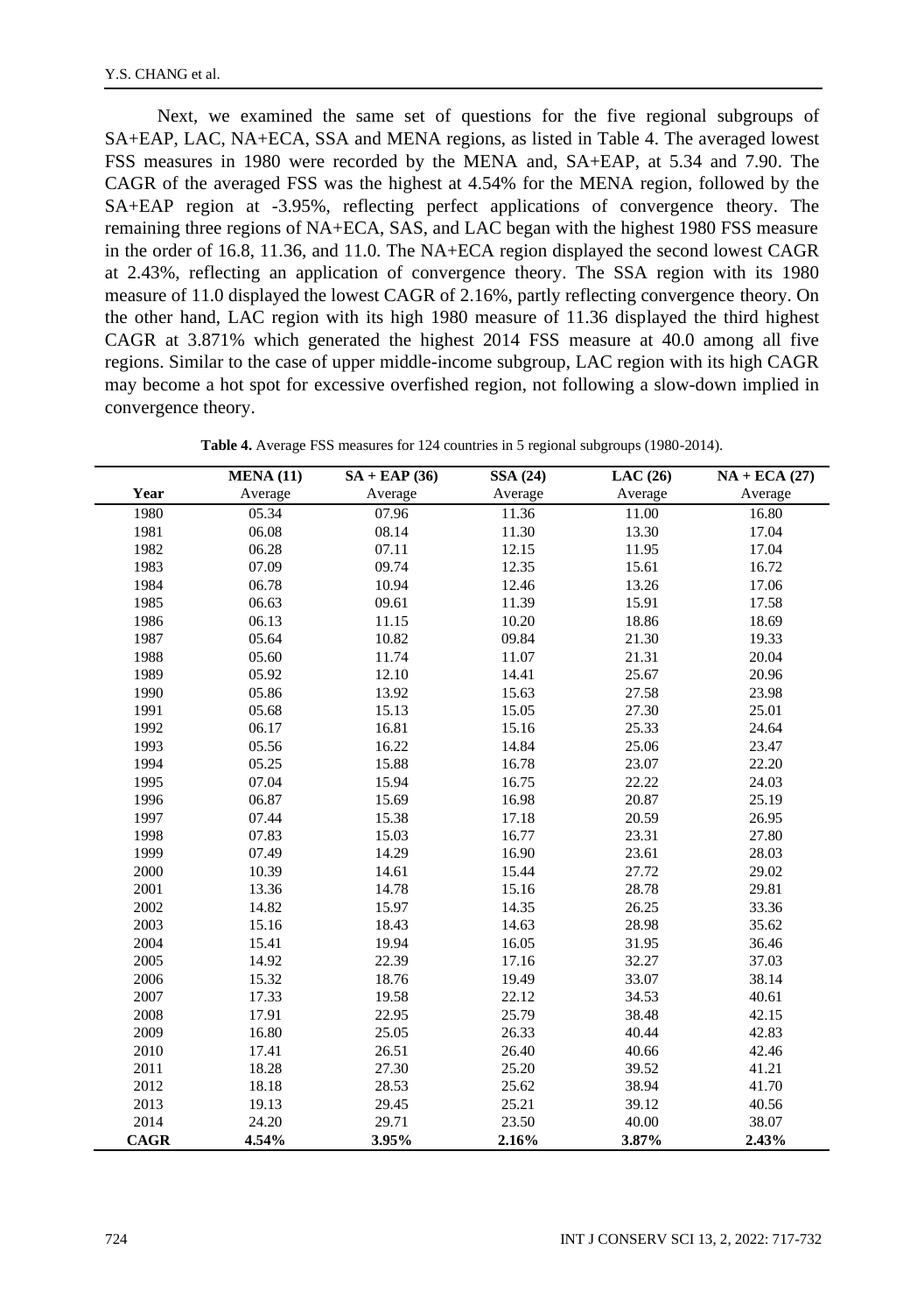Next, we examined the same set of questions for the five regional subgroups of SA+EAP, LAC, NA+ECA, SSA and MENA regions, as listed in Table 4. The averaged lowest FSS measures in 1980 were recorded by the MENA and, SA+EAP, at 5.34 and 7.90. The CAGR of the averaged FSS was the highest at 4.54% for the MENA region, followed by the SA+EAP region at -3.95%, reflecting perfect applications of convergence theory. The remaining three regions of NA+ECA, SAS, and LAC began with the highest 1980 FSS measure in the order of 16.8, 11.36, and 11.0. The NA+ECA region displayed the second lowest CAGR at 2.43%, reflecting an application of convergence theory. The SSA region with its 1980 measure of 11.0 displayed the lowest CAGR of 2.16%, partly reflecting convergence theory. On the other hand, LAC region with its high 1980 measure of 11.36 displayed the third highest CAGR at 3.871% which generated the highest 2014 FSS measure at 40.0 among all five regions. Similar to the case of upper middle-income subgroup, LAC region with its high CAGR may become a hot spot for excessive overfished region, not following a slow-down implied in convergence theory.

**Table 4.** Average FSS measures for 124 countries in 5 regional subgroups (1980-2014).

| | **MENA (11)** | **SA + EAP (36)** | **SSA (24)** | **LAC (26)** | **NA + ECA (27)** |
|---|---|---|---|---|---|
| **Year** | Average | Average | Average | Average | Average |
| 1980 | 05.34 | 07.96 | 11.36 | 11.00 | 16.80 |
| 1981 | 06.08 | 08.14 | 11.30 | 13.30 | 17.04 |
| 1982 | 06.28 | 07.11 | 12.15 | 11.95 | 17.04 |
| 1983 | 07.09 | 09.74 | 12.35 | 15.61 | 16.72 |
| 1984 | 06.78 | 10.94 | 12.46 | 13.26 | 17.06 |
| 1985 | 06.63 | 09.61 | 11.39 | 15.91 | 17.58 |
| 1986 | 06.13 | 11.15 | 10.20 | 18.86 | 18.69 |
| 1987 | 05.64 | 10.82 | 09.84 | 21.30 | 19.33 |
| 1988 | 05.60 | 11.74 | 11.07 | 21.31 | 20.04 |
| 1989 | 05.92 | 12.10 | 14.41 | 25.67 | 20.96 |
| 1990 | 05.86 | 13.92 | 15.63 | 27.58 | 23.98 |
| 1991 | 05.68 | 15.13 | 15.05 | 27.30 | 25.01 |
| 1992 | 06.17 | 16.81 | 15.16 | 25.33 | 24.64 |
| 1993 | 05.56 | 16.22 | 14.84 | 25.06 | 23.47 |
| 1994 | 05.25 | 15.88 | 16.78 | 23.07 | 22.20 |
| 1995 | 07.04 | 15.94 | 16.75 | 22.22 | 24.03 |
| 1996 | 06.87 | 15.69 | 16.98 | 20.87 | 25.19 |
| 1997 | 07.44 | 15.38 | 17.18 | 20.59 | 26.95 |
| 1998 | 07.83 | 15.03 | 16.77 | 23.31 | 27.80 |
| 1999 | 07.49 | 14.29 | 16.90 | 23.61 | 28.03 |
| 2000 | 10.39 | 14.61 | 15.44 | 27.72 | 29.02 |
| 2001 | 13.36 | 14.78 | 15.16 | 28.78 | 29.81 |
| 2002 | 14.82 | 15.97 | 14.35 | 26.25 | 33.36 |
| 2003 | 15.16 | 18.43 | 14.63 | 28.98 | 35.62 |
| 2004 | 15.41 | 19.94 | 16.05 | 31.95 | 36.46 |
| 2005 | 14.92 | 22.39 | 17.16 | 32.27 | 37.03 |
| 2006 | 15.32 | 18.76 | 19.49 | 33.07 | 38.14 |
| 2007 | 17.33 | 19.58 | 22.12 | 34.53 | 40.61 |
| 2008 | 17.91 | 22.95 | 25.79 | 38.48 | 42.15 |
| 2009 | 16.80 | 25.05 | 26.33 | 40.44 | 42.83 |
| 2010 | 17.41 | 26.51 | 26.40 | 40.66 | 42.46 |
| 2011 | 18.28 | 27.30 | 25.20 | 39.52 | 41.21 |
| 2012 | 18.18 | 28.53 | 25.62 | 38.94 | 41.70 |
| 2013 | 19.13 | 29.45 | 25.21 | 39.12 | 40.56 |
| 2014 | 24.20 | 29.71 | 23.50 | 40.00 | 38.07 |
| **CAGR** | **4.54%** | **3.95%** | **2.16%** | **3.87%** | **2.43%** |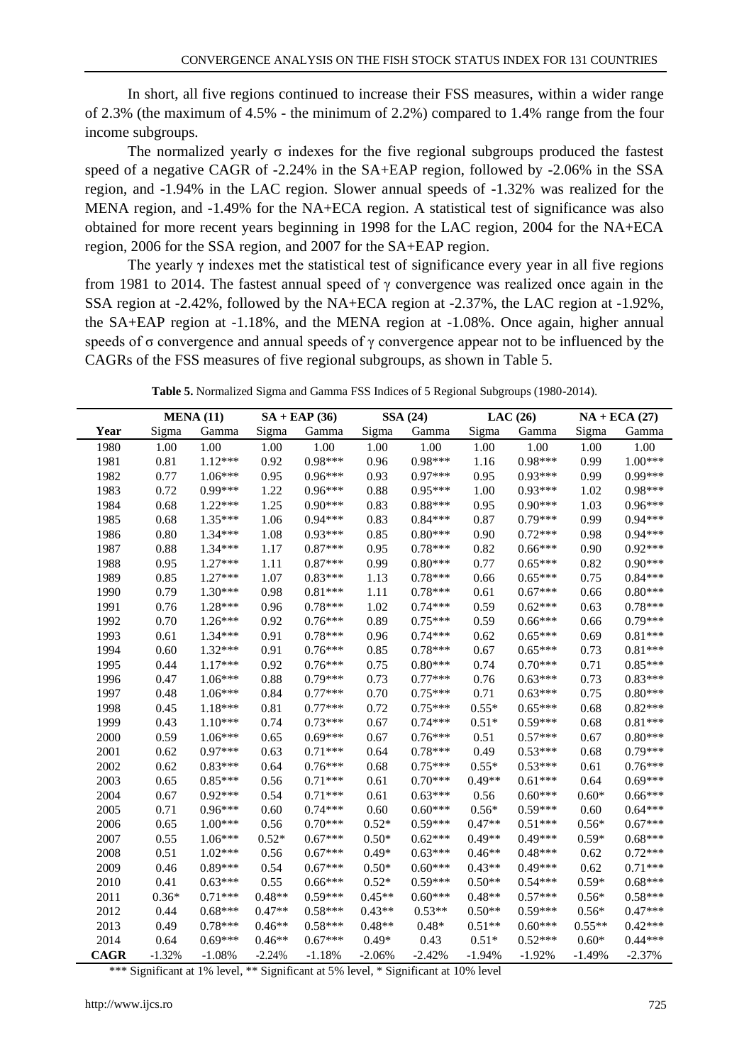In short, all five regions continued to increase their FSS measures, within a wider range of 2.3% (the maximum of 4.5% - the minimum of 2.2%) compared to 1.4% range from the four income subgroups.

The normalized yearly σ indexes for the five regional subgroups produced the fastest speed of a negative CAGR of -2.24% in the SA+EAP region, followed by -2.06% in the SSA region, and -1.94% in the LAC region. Slower annual speeds of -1.32% was realized for the MENA region, and -1.49% for the NA+ECA region. A statistical test of significance was also obtained for more recent years beginning in 1998 for the LAC region, 2004 for the NA+ECA region, 2006 for the SSA region, and 2007 for the SA+EAP region.

The yearly γ indexes met the statistical test of significance every year in all five regions from 1981 to 2014. The fastest annual speed of γ convergence was realized once again in the SSA region at -2.42%, followed by the NA+ECA region at -2.37%, the LAC region at -1.92%, the SA+EAP region at -1.18%, and the MENA region at -1.08%. Once again, higher annual speeds of σ convergence and annual speeds of γ convergence appear not to be influenced by the CAGRs of the FSS measures of five regional subgroups, as shown in Table 5.

**Table 5.** Normalized Sigma and Gamma FSS Indices of 5 Regional Subgroups (1980-2014).

| | MENA (11) | | SA + EAP (36) | | SSA (24) | | LAC (26) | | NA + ECA (27) | |
|---|---|---|---|---|---|---|---|---|---|---|
| Year | Sigma | Gamma | Sigma | Gamma | Sigma | Gamma | Sigma | Gamma | Sigma | Gamma |
| 1980 | 1.00 | 1.00 | 1.00 | 1.00 | 1.00 | 1.00 | 1.00 | 1.00 | 1.00 | 1.00 |
| 1981 | 0.81 | 1.12*** | 0.92 | 0.98*** | 0.96 | 0.98*** | 1.16 | 0.98*** | 0.99 | 1.00*** |
| 1982 | 0.77 | 1.06*** | 0.95 | 0.96*** | 0.93 | 0.97*** | 0.95 | 0.93*** | 0.99 | 0.99*** |
| 1983 | 0.72 | 0.99*** | 1.22 | 0.96*** | 0.88 | 0.95*** | 1.00 | 0.93*** | 1.02 | 0.98*** |
| 1984 | 0.68 | 1.22*** | 1.25 | 0.90*** | 0.83 | 0.88*** | 0.95 | 0.90*** | 1.03 | 0.96*** |
| 1985 | 0.68 | 1.35*** | 1.06 | 0.94*** | 0.83 | 0.84*** | 0.87 | 0.79*** | 0.99 | 0.94*** |
| 1986 | 0.80 | 1.34*** | 1.08 | 0.93*** | 0.85 | 0.80*** | 0.90 | 0.72*** | 0.98 | 0.94*** |
| 1987 | 0.88 | 1.34*** | 1.17 | 0.87*** | 0.95 | 0.78*** | 0.82 | 0.66*** | 0.90 | 0.92*** |
| 1988 | 0.95 | 1.27*** | 1.11 | 0.87*** | 0.99 | 0.80*** | 0.77 | 0.65*** | 0.82 | 0.90*** |
| 1989 | 0.85 | 1.27*** | 1.07 | 0.83*** | 1.13 | 0.78*** | 0.66 | 0.65*** | 0.75 | 0.84*** |
| 1990 | 0.79 | 1.30*** | 0.98 | 0.81*** | 1.11 | 0.78*** | 0.61 | 0.67*** | 0.66 | 0.80*** |
| 1991 | 0.76 | 1.28*** | 0.96 | 0.78*** | 1.02 | 0.74*** | 0.59 | 0.62*** | 0.63 | 0.78*** |
| 1992 | 0.70 | 1.26*** | 0.92 | 0.76*** | 0.89 | 0.75*** | 0.59 | 0.66*** | 0.66 | 0.79*** |
| 1993 | 0.61 | 1.34*** | 0.91 | 0.78*** | 0.96 | 0.74*** | 0.62 | 0.65*** | 0.69 | 0.81*** |
| 1994 | 0.60 | 1.32*** | 0.91 | 0.76*** | 0.85 | 0.78*** | 0.67 | 0.65*** | 0.73 | 0.81*** |
| 1995 | 0.44 | 1.17*** | 0.92 | 0.76*** | 0.75 | 0.80*** | 0.74 | 0.70*** | 0.71 | 0.85*** |
| 1996 | 0.47 | 1.06*** | 0.88 | 0.79*** | 0.73 | 0.77*** | 0.76 | 0.63*** | 0.73 | 0.83*** |
| 1997 | 0.48 | 1.06*** | 0.84 | 0.77*** | 0.70 | 0.75*** | 0.71 | 0.63*** | 0.75 | 0.80*** |
| 1998 | 0.45 | 1.18*** | 0.81 | 0.77*** | 0.72 | 0.75*** | 0.55* | 0.65*** | 0.68 | 0.82*** |
| 1999 | 0.43 | 1.10*** | 0.74 | 0.73*** | 0.67 | 0.74*** | 0.51* | 0.59*** | 0.68 | 0.81*** |
| 2000 | 0.59 | 1.06*** | 0.65 | 0.69*** | 0.67 | 0.76*** | 0.51 | 0.57*** | 0.67 | 0.80*** |
| 2001 | 0.62 | 0.97*** | 0.63 | 0.71*** | 0.64 | 0.78*** | 0.49 | 0.53*** | 0.68 | 0.79*** |
| 2002 | 0.62 | 0.83*** | 0.64 | 0.76*** | 0.68 | 0.75*** | 0.55* | 0.53*** | 0.61 | 0.76*** |
| 2003 | 0.65 | 0.85*** | 0.56 | 0.71*** | 0.61 | 0.70*** | 0.49** | 0.61*** | 0.64 | 0.69*** |
| 2004 | 0.67 | 0.92*** | 0.54 | 0.71*** | 0.61 | 0.63*** | 0.56 | 0.60*** | 0.60* | 0.66*** |
| 2005 | 0.71 | 0.96*** | 0.60 | 0.74*** | 0.60 | 0.60*** | 0.56* | 0.59*** | 0.60 | 0.64*** |
| 2006 | 0.65 | 1.00*** | 0.56 | 0.70*** | 0.52* | 0.59*** | 0.47** | 0.51*** | 0.56* | 0.67*** |
| 2007 | 0.55 | 1.06*** | 0.52* | 0.67*** | 0.50* | 0.62*** | 0.49** | 0.49*** | 0.59* | 0.68*** |
| 2008 | 0.51 | 1.02*** | 0.56 | 0.67*** | 0.49* | 0.63*** | 0.46** | 0.48*** | 0.62 | 0.72*** |
| 2009 | 0.46 | 0.89*** | 0.54 | 0.67*** | 0.50* | 0.60*** | 0.43** | 0.49*** | 0.62 | 0.71*** |
| 2010 | 0.41 | 0.63*** | 0.55 | 0.66*** | 0.52* | 0.59*** | 0.50** | 0.54*** | 0.59* | 0.68*** |
| 2011 | 0.36* | 0.71*** | 0.48** | 0.59*** | 0.45** | 0.60*** | 0.48** | 0.57*** | 0.56* | 0.58*** |
| 2012 | 0.44 | 0.68*** | 0.47** | 0.58*** | 0.43** | 0.53** | 0.50** | 0.59*** | 0.56* | 0.47*** |
| 2013 | 0.49 | 0.78*** | 0.46** | 0.58*** | 0.48** | 0.48* | 0.51** | 0.60*** | 0.55** | 0.42*** |
| 2014 | 0.64 | 0.69*** | 0.46** | 0.67*** | 0.49* | 0.43 | 0.51* | 0.52*** | 0.60* | 0.44*** |
| **CAGR** | -1.32% | -1.08% | -2.24% | -1.18% | -2.06% | -2.42% | -1.94% | -1.92% | -1.49% | -2.37% |

*** Significant at 1% level, ** Significant at 5% level, * Significant at 10% level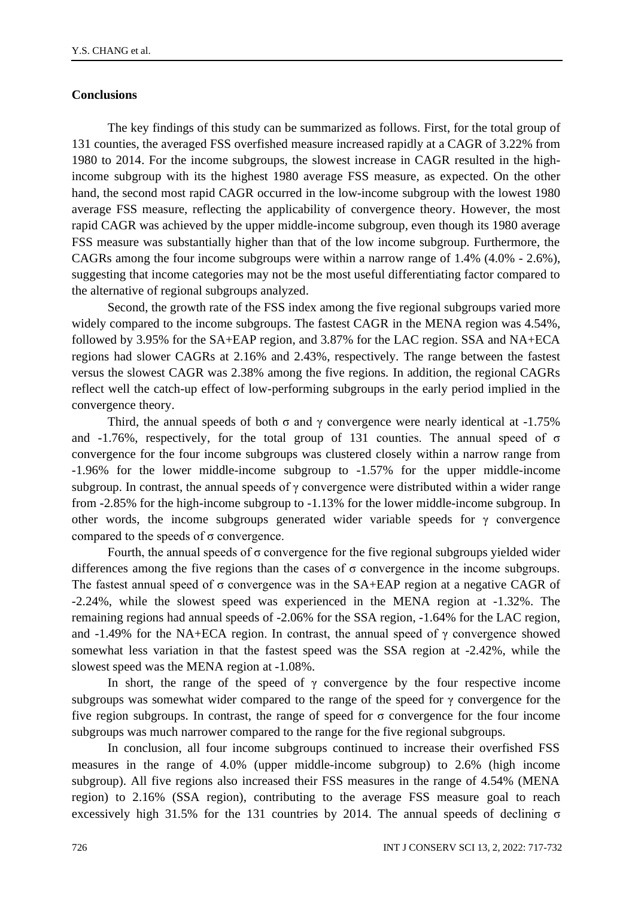## Conclusions

The key findings of this study can be summarized as follows. First, for the total group of 131 counties, the averaged FSS overfished measure increased rapidly at a CAGR of 3.22% from 1980 to 2014. For the income subgroups, the slowest increase in CAGR resulted in the high-income subgroup with its the highest 1980 average FSS measure, as expected. On the other hand, the second most rapid CAGR occurred in the low-income subgroup with the lowest 1980 average FSS measure, reflecting the applicability of convergence theory. However, the most rapid CAGR was achieved by the upper middle-income subgroup, even though its 1980 average FSS measure was substantially higher than that of the low income subgroup. Furthermore, the CAGRs among the four income subgroups were within a narrow range of 1.4% (4.0% - 2.6%), suggesting that income categories may not be the most useful differentiating factor compared to the alternative of regional subgroups analyzed.

Second, the growth rate of the FSS index among the five regional subgroups varied more widely compared to the income subgroups. The fastest CAGR in the MENA region was 4.54%, followed by 3.95% for the SA+EAP region, and 3.87% for the LAC region. SSA and NA+ECA regions had slower CAGRs at 2.16% and 2.43%, respectively. The range between the fastest versus the slowest CAGR was 2.38% among the five regions. In addition, the regional CAGRs reflect well the catch-up effect of low-performing subgroups in the early period implied in the convergence theory.

Third, the annual speeds of both σ and γ convergence were nearly identical at -1.75% and -1.76%, respectively, for the total group of 131 counties. The annual speed of σ convergence for the four income subgroups was clustered closely within a narrow range from -1.96% for the lower middle-income subgroup to -1.57% for the upper middle-income subgroup. In contrast, the annual speeds of γ convergence were distributed within a wider range from -2.85% for the high-income subgroup to -1.13% for the lower middle-income subgroup. In other words, the income subgroups generated wider variable speeds for γ convergence compared to the speeds of σ convergence.

Fourth, the annual speeds of σ convergence for the five regional subgroups yielded wider differences among the five regions than the cases of σ convergence in the income subgroups. The fastest annual speed of σ convergence was in the SA+EAP region at a negative CAGR of -2.24%, while the slowest speed was experienced in the MENA region at -1.32%. The remaining regions had annual speeds of -2.06% for the SSA region, -1.64% for the LAC region, and -1.49% for the NA+ECA region. In contrast, the annual speed of γ convergence showed somewhat less variation in that the fastest speed was the SSA region at -2.42%, while the slowest speed was the MENA region at -1.08%.

In short, the range of the speed of γ convergence by the four respective income subgroups was somewhat wider compared to the range of the speed for γ convergence for the five region subgroups. In contrast, the range of speed for σ convergence for the four income subgroups was much narrower compared to the range for the five regional subgroups.

In conclusion, all four income subgroups continued to increase their overfished FSS measures in the range of 4.0% (upper middle-income subgroup) to 2.6% (high income subgroup). All five regions also increased their FSS measures in the range of 4.54% (MENA region) to 2.16% (SSA region), contributing to the average FSS measure goal to reach excessively high 31.5% for the 131 countries by 2014. The annual speeds of declining σ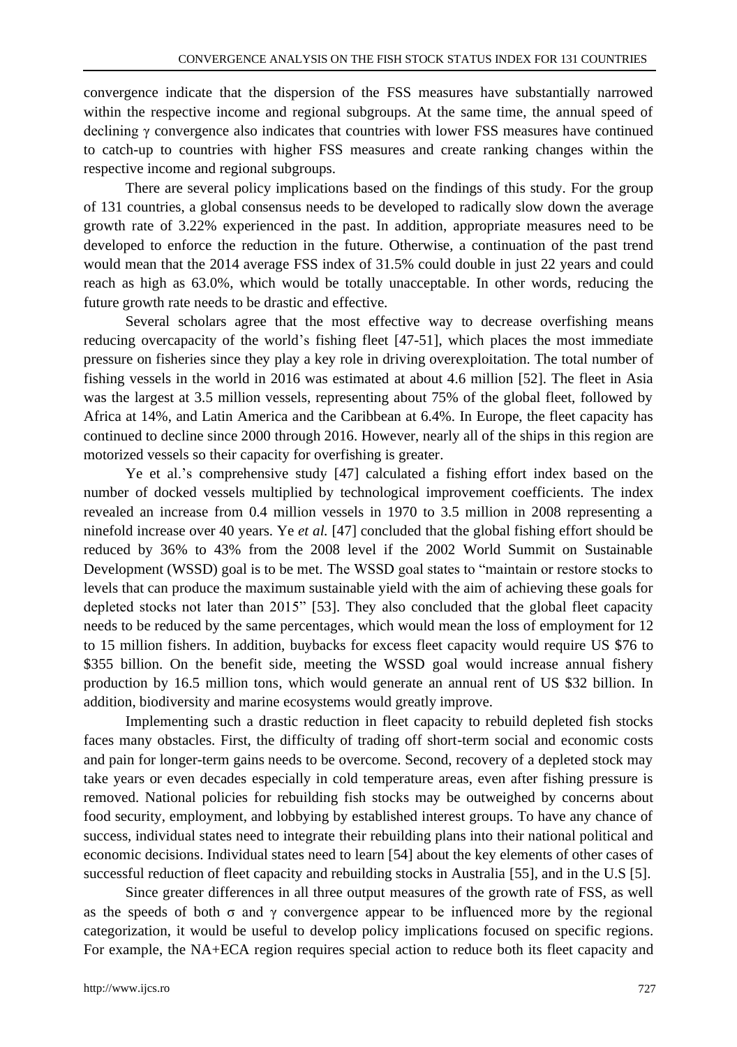convergence indicate that the dispersion of the FSS measures have substantially narrowed within the respective income and regional subgroups. At the same time, the annual speed of declining $\gamma$ convergence also indicates that countries with lower FSS measures have continued to catch-up to countries with higher FSS measures and create ranking changes within the respective income and regional subgroups.

There are several policy implications based on the findings of this study. For the group of 131 countries, a global consensus needs to be developed to radically slow down the average growth rate of 3.22% experienced in the past. In addition, appropriate measures need to be developed to enforce the reduction in the future. Otherwise, a continuation of the past trend would mean that the 2014 average FSS index of 31.5% could double in just 22 years and could reach as high as 63.0%, which would be totally unacceptable. In other words, reducing the future growth rate needs to be drastic and effective.

Several scholars agree that the most effective way to decrease overfishing means reducing overcapacity of the world's fishing fleet [47-51], which places the most immediate pressure on fisheries since they play a key role in driving overexploitation. The total number of fishing vessels in the world in 2016 was estimated at about 4.6 million [52]. The fleet in Asia was the largest at 3.5 million vessels, representing about 75% of the global fleet, followed by Africa at 14%, and Latin America and the Caribbean at 6.4%. In Europe, the fleet capacity has continued to decline since 2000 through 2016. However, nearly all of the ships in this region are motorized vessels so their capacity for overfishing is greater.

Ye et al.'s comprehensive study [47] calculated a fishing effort index based on the number of docked vessels multiplied by technological improvement coefficients. The index revealed an increase from 0.4 million vessels in 1970 to 3.5 million in 2008 representing a ninefold increase over 40 years. Ye *et al.* [47] concluded that the global fishing effort should be reduced by 36% to 43% from the 2008 level if the 2002 World Summit on Sustainable Development (WSSD) goal is to be met. The WSSD goal states to "maintain or restore stocks to levels that can produce the maximum sustainable yield with the aim of achieving these goals for depleted stocks not later than 2015" [53]. They also concluded that the global fleet capacity needs to be reduced by the same percentages, which would mean the loss of employment for 12 to 15 million fishers. In addition, buybacks for excess fleet capacity would require US $76 to $355 billion. On the benefit side, meeting the WSSD goal would increase annual fishery production by 16.5 million tons, which would generate an annual rent of US $32 billion. In addition, biodiversity and marine ecosystems would greatly improve.

Implementing such a drastic reduction in fleet capacity to rebuild depleted fish stocks faces many obstacles. First, the difficulty of trading off short-term social and economic costs and pain for longer-term gains needs to be overcome. Second, recovery of a depleted stock may take years or even decades especially in cold temperature areas, even after fishing pressure is removed. National policies for rebuilding fish stocks may be outweighed by concerns about food security, employment, and lobbying by established interest groups. To have any chance of success, individual states need to integrate their rebuilding plans into their national political and economic decisions. Individual states need to learn [54] about the key elements of other cases of successful reduction of fleet capacity and rebuilding stocks in Australia [55], and in the U.S [5].

Since greater differences in all three output measures of the growth rate of FSS, as well as the speeds of both $\sigma$ and $\gamma$ convergence appear to be influenced more by the regional categorization, it would be useful to develop policy implications focused on specific regions. For example, the NA+ECA region requires special action to reduce both its fleet capacity and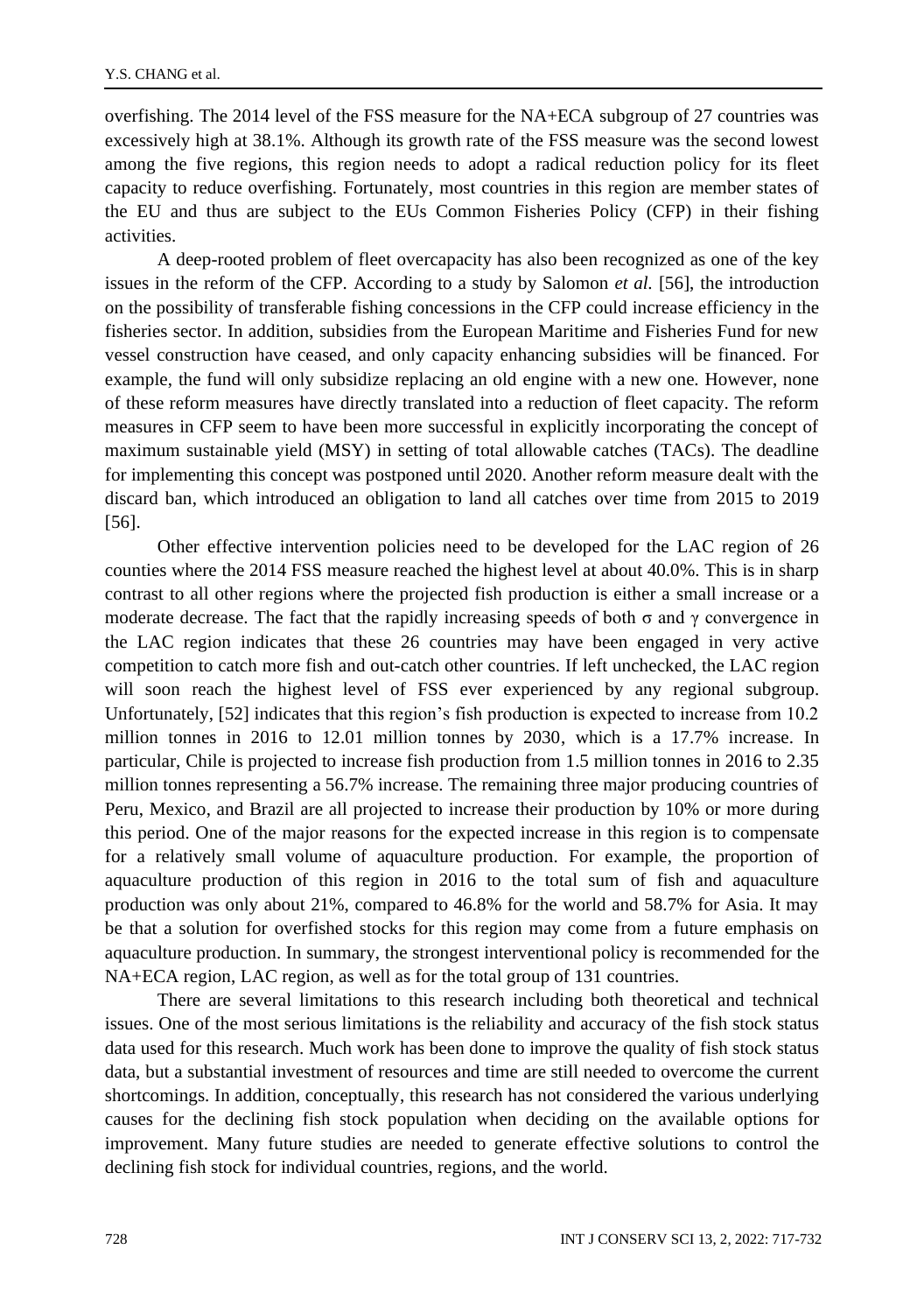overfishing. The 2014 level of the FSS measure for the NA+ECA subgroup of 27 countries was excessively high at 38.1%. Although its growth rate of the FSS measure was the second lowest among the five regions, this region needs to adopt a radical reduction policy for its fleet capacity to reduce overfishing. Fortunately, most countries in this region are member states of the EU and thus are subject to the EUs Common Fisheries Policy (CFP) in their fishing activities.

A deep-rooted problem of fleet overcapacity has also been recognized as one of the key issues in the reform of the CFP. According to a study by Salomon *et al.* [56], the introduction on the possibility of transferable fishing concessions in the CFP could increase efficiency in the fisheries sector. In addition, subsidies from the European Maritime and Fisheries Fund for new vessel construction have ceased, and only capacity enhancing subsidies will be financed. For example, the fund will only subsidize replacing an old engine with a new one. However, none of these reform measures have directly translated into a reduction of fleet capacity. The reform measures in CFP seem to have been more successful in explicitly incorporating the concept of maximum sustainable yield (MSY) in setting of total allowable catches (TACs). The deadline for implementing this concept was postponed until 2020. Another reform measure dealt with the discard ban, which introduced an obligation to land all catches over time from 2015 to 2019 [56].

Other effective intervention policies need to be developed for the LAC region of 26 counties where the 2014 FSS measure reached the highest level at about 40.0%. This is in sharp contrast to all other regions where the projected fish production is either a small increase or a moderate decrease. The fact that the rapidly increasing speeds of both σ and γ convergence in the LAC region indicates that these 26 countries may have been engaged in very active competition to catch more fish and out-catch other countries. If left unchecked, the LAC region will soon reach the highest level of FSS ever experienced by any regional subgroup. Unfortunately, [52] indicates that this region's fish production is expected to increase from 10.2 million tonnes in 2016 to 12.01 million tonnes by 2030, which is a 17.7% increase. In particular, Chile is projected to increase fish production from 1.5 million tonnes in 2016 to 2.35 million tonnes representing a 56.7% increase. The remaining three major producing countries of Peru, Mexico, and Brazil are all projected to increase their production by 10% or more during this period. One of the major reasons for the expected increase in this region is to compensate for a relatively small volume of aquaculture production. For example, the proportion of aquaculture production of this region in 2016 to the total sum of fish and aquaculture production was only about 21%, compared to 46.8% for the world and 58.7% for Asia. It may be that a solution for overfished stocks for this region may come from a future emphasis on aquaculture production. In summary, the strongest interventional policy is recommended for the NA+ECA region, LAC region, as well as for the total group of 131 countries.

There are several limitations to this research including both theoretical and technical issues. One of the most serious limitations is the reliability and accuracy of the fish stock status data used for this research. Much work has been done to improve the quality of fish stock status data, but a substantial investment of resources and time are still needed to overcome the current shortcomings. In addition, conceptually, this research has not considered the various underlying causes for the declining fish stock population when deciding on the available options for improvement. Many future studies are needed to generate effective solutions to control the declining fish stock for individual countries, regions, and the world.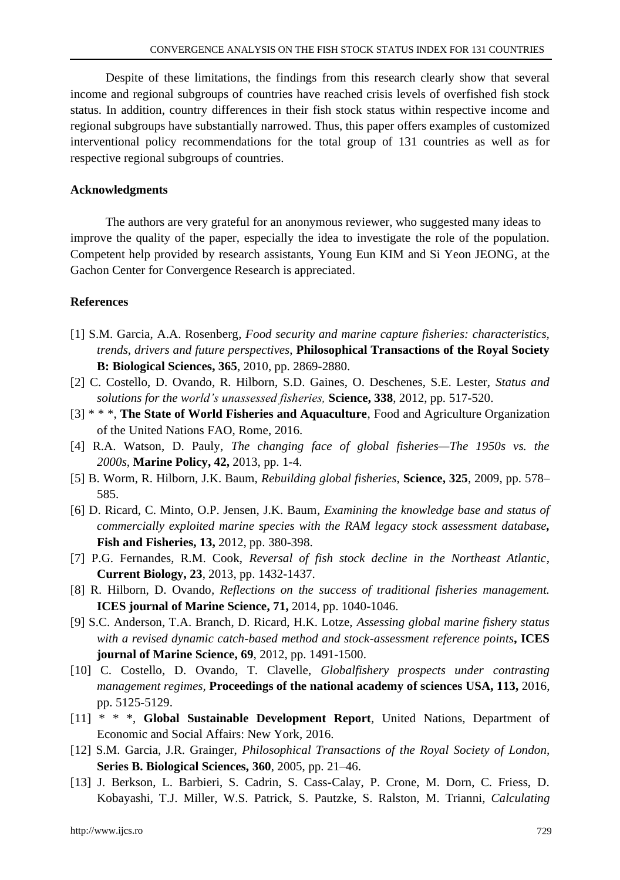Despite of these limitations, the findings from this research clearly show that several income and regional subgroups of countries have reached crisis levels of overfished fish stock status. In addition, country differences in their fish stock status within respective income and regional subgroups have substantially narrowed. Thus, this paper offers examples of customized interventional policy recommendations for the total group of 131 countries as well as for respective regional subgroups of countries.

### Acknowledgments

The authors are very grateful for an anonymous reviewer, who suggested many ideas to improve the quality of the paper, especially the idea to investigate the role of the population. Competent help provided by research assistants, Young Eun KIM and Si Yeon JEONG, at the Gachon Center for Convergence Research is appreciated.

### References

[1] S.M. Garcia, A.A. Rosenberg, *Food security and marine capture fisheries: characteristics, trends, drivers and future perspectives*, **Philosophical Transactions of the Royal Society B: Biological Sciences, 365**, 2010, pp. 2869-2880.

[2] C. Costello, D. Ovando, R. Hilborn, S.D. Gaines, O. Deschenes, S.E. Lester, *Status and solutions for the world's unassessed fisheries,* **Science, 338**, 2012, pp. 517-520.

[3] * * *, **The State of World Fisheries and Aquaculture**, Food and Agriculture Organization of the United Nations FAO, Rome, 2016.

[4] R.A. Watson, D. Pauly, *The changing face of global fisheries—The 1950s vs. the 2000s,* **Marine Policy, 42,** 2013, pp. 1-4.

[5] B. Worm, R. Hilborn, J.K. Baum, *Rebuilding global fisheries*, **Science, 325**, 2009, pp. 578–585.

[6] D. Ricard, C. Minto, O.P. Jensen, J.K. Baum, *Examining the knowledge base and status of commercially exploited marine species with the RAM legacy stock assessment database***, Fish and Fisheries, 13,** 2012, pp. 380-398.

[7] P.G. Fernandes, R.M. Cook, *Reversal of fish stock decline in the Northeast Atlantic*, **Current Biology, 23**, 2013, pp. 1432-1437.

[8] R. Hilborn, D. Ovando, *Reflections on the success of traditional fisheries management.* **ICES journal of Marine Science, 71,** 2014, pp. 1040-1046.

[9] S.C. Anderson, T.A. Branch, D. Ricard, H.K. Lotze, *Assessing global marine fishery status with a revised dynamic catch-based method and stock-assessment reference points***, ICES journal of Marine Science, 69**, 2012, pp. 1491-1500.

[10] C. Costello, D. Ovando, T. Clavelle, *Globalfishery prospects under contrasting management regimes,* **Proceedings of the national academy of sciences USA, 113,** 2016, pp. 5125-5129.

[11] * * *, **Global Sustainable Development Report**, United Nations, Department of Economic and Social Affairs: New York, 2016.

[12] S.M. Garcia, J.R. Grainger, *Philosophical Transactions of the Royal Society of London,* **Series B. Biological Sciences, 360**, 2005, pp. 21–46.

[13] J. Berkson, L. Barbieri, S. Cadrin, S. Cass-Calay, P. Crone, M. Dorn, C. Friess, D. Kobayashi, T.J. Miller, W.S. Patrick, S. Pautzke, S. Ralston, M. Trianni, *Calculating*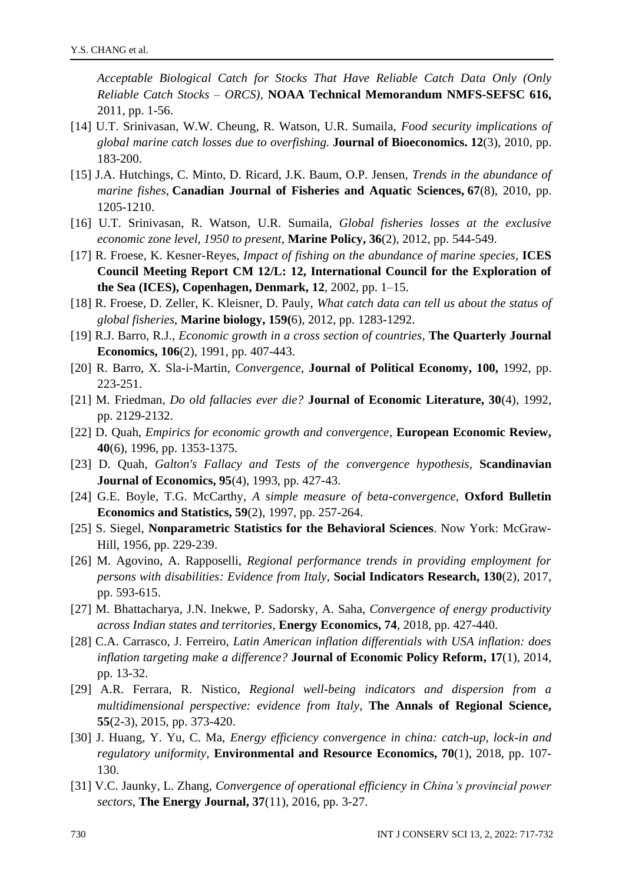*Acceptable Biological Catch for Stocks That Have Reliable Catch Data Only (Only Reliable Catch Stocks – ORCS)*, **NOAA Technical Memorandum NMFS-SEFSC 616,** 2011, pp. 1-56.

[14] U.T. Srinivasan, W.W. Cheung, R. Watson, U.R. Sumaila, *Food security implications of global marine catch losses due to overfishing.* **Journal of Bioeconomics. 12**(3), 2010, pp. 183-200.

[15] J.A. Hutchings, C. Minto, D. Ricard, J.K. Baum, O.P. Jensen, *Trends in the abundance of marine fishes*, **Canadian Journal of Fisheries and Aquatic Sciences, 67**(8), 2010, pp. 1205-1210.

[16] U.T. Srinivasan, R. Watson, U.R. Sumaila, *Global fisheries losses at the exclusive economic zone level, 1950 to present*, **Marine Policy, 36**(2), 2012, pp. 544-549.

[17] R. Froese, K. Kesner-Reyes, *Impact of fishing on the abundance of marine species*, **ICES Council Meeting Report CM 12/L: 12, International Council for the Exploration of the Sea (ICES), Copenhagen, Denmark, 12**, 2002, pp. 1–15.

[18] R. Froese, D. Zeller, K. Kleisner, D. Pauly, *What catch data can tell us about the status of global fisheries*, **Marine biology, 159(**6), 2012, pp. 1283-1292.

[19] R.J. Barro, R.J., *Economic growth in a cross section of countries*, **The Quarterly Journal Economics, 106**(2), 1991, pp. 407-443.

[20] R. Barro, X. Sla-i-Martin, *Convergence*, **Journal of Political Economy, 100,** 1992, pp. 223-251.

[21] M. Friedman, *Do old fallacies ever die?* **Journal of Economic Literature, 30**(4), 1992, pp. 2129-2132.

[22] D. Quah, *Empirics for economic growth and convergence*, **European Economic Review, 40**(6), 1996, pp. 1353-1375.

[23] D. Quah, *Galton's Fallacy and Tests of the convergence hypothesis*, **Scandinavian Journal of Economics, 95**(4), 1993, pp. 427-43.

[24] G.E. Boyle, T.G. McCarthy, *A simple measure of beta-convergence*, **Oxford Bulletin Economics and Statistics, 59**(2), 1997, pp. 257-264.

[25] S. Siegel, **Nonparametric Statistics for the Behavioral Sciences**. Now York: McGraw-Hill, 1956, pp. 229-239.

[26] M. Agovino, A. Rapposelli, *Regional performance trends in providing employment for persons with disabilities: Evidence from Italy*, **Social Indicators Research, 130**(2), 2017, pp. 593-615.

[27] M. Bhattacharya, J.N. Inekwe, P. Sadorsky, A. Saha, *Convergence of energy productivity across Indian states and territories*, **Energy Economics, 74**, 2018, pp. 427-440.

[28] C.A. Carrasco, J. Ferreiro, *Latin American inflation differentials with USA inflation: does inflation targeting make a difference?* **Journal of Economic Policy Reform, 17**(1), 2014, pp. 13-32.

[29] A.R. Ferrara, R. Nistico, *Regional well-being indicators and dispersion from a multidimensional perspective: evidence from Italy*, **The Annals of Regional Science, 55**(2-3), 2015, pp. 373-420.

[30] J. Huang, Y. Yu, C. Ma, *Energy efficiency convergence in china: catch-up, lock-in and regulatory uniformity*, **Environmental and Resource Economics, 70**(1), 2018, pp. 107-130.

[31] V.C. Jaunky, L. Zhang, *Convergence of operational efficiency in China's provincial power sectors*, **The Energy Journal, 37**(11), 2016, pp. 3-27.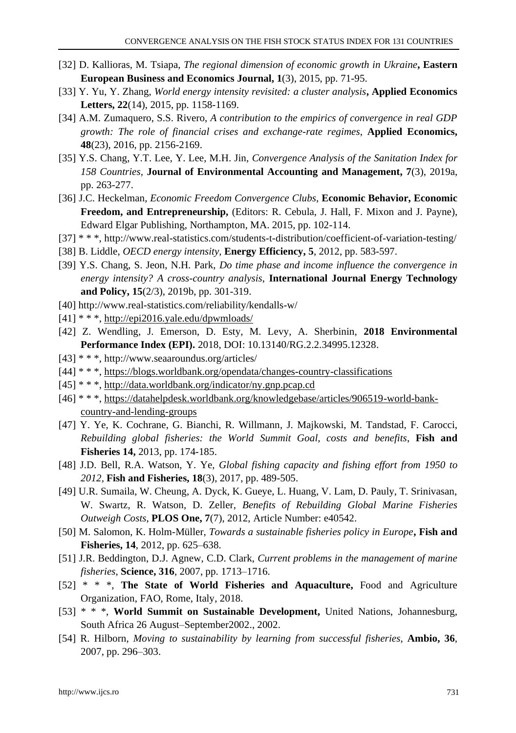[32] D. Kallioras, M. Tsiapa, *The regional dimension of economic growth in Ukraine*, **Eastern European Business and Economics Journal, 1**(3), 2015, pp. 71-95.

[33] Y. Yu, Y. Zhang, *World energy intensity revisited: a cluster analysis*, **Applied Economics Letters, 22**(14), 2015, pp. 1158-1169.

[34] A.M. Zumaquero, S.S. Rivero, *A contribution to the empirics of convergence in real GDP growth: The role of financial crises and exchange-rate regimes*, **Applied Economics, 48**(23), 2016, pp. 2156-2169.

[35] Y.S. Chang, Y.T. Lee, Y. Lee, M.H. Jin, *Convergence Analysis of the Sanitation Index for 158 Countries*, **Journal of Environmental Accounting and Management, 7**(3), 2019a, pp. 263-277.

[36] J.C. Heckelman, *Economic Freedom Convergence Clubs*, **Economic Behavior, Economic Freedom, and Entrepreneurship,** (Editors: R. Cebula, J. Hall, F. Mixon and J. Payne), Edward Elgar Publishing, Northampton, MA. 2015, pp. 102-114.

[37] * * *, http://www.real-statistics.com/students-t-distribution/coefficient-of-variation-testing/

[38] B. Liddle, *OECD energy intensity*, **Energy Efficiency, 5**, 2012, pp. 583-597.

[39] Y.S. Chang, S. Jeon, N.H. Park, *Do time phase and income influence the convergence in energy intensity? A cross-country analysis*, **International Journal Energy Technology and Policy, 15**(2/3), 2019b, pp. 301-319.

[40] http://www.real-statistics.com/reliability/kendalls-w/

[41] * * *, http://epi2016.yale.edu/dpwmloads/

[42] Z. Wendling, J. Emerson, D. Esty, M. Levy, A. Sherbinin, **2018 Environmental Performance Index (EPI).** 2018, DOI: 10.13140/RG.2.2.34995.12328.

[43] * * *, http://www.seaaroundus.org/articles/

[44] * * *, https://blogs.worldbank.org/opendata/changes-country-classifications

[45] * * *, http://data.worldbank.org/indicator/ny.gnp.pcap.cd

[46] * * *, https://datahelpdesk.worldbank.org/knowledgebase/articles/906519-world-bank-country-and-lending-groups

[47] Y. Ye, K. Cochrane, G. Bianchi, R. Willmann, J. Majkowski, M. Tandstad, F. Carocci, *Rebuilding global fisheries: the World Summit Goal, costs and benefits*, **Fish and Fisheries 14,** 2013, pp. 174-185.

[48] J.D. Bell, R.A. Watson, Y. Ye, *Global fishing capacity and fishing effort from 1950 to 2012*, **Fish and Fisheries, 18**(3), 2017, pp. 489-505.

[49] U.R. Sumaila, W. Cheung, A. Dyck, K. Gueye, L. Huang, V. Lam, D. Pauly, T. Srinivasan, W. Swartz, R. Watson, D. Zeller, *Benefits of Rebuilding Global Marine Fisheries Outweigh Costs*, **PLOS One, 7**(7), 2012, Article Number: e40542.

[50] M. Salomon, K. Holm-Müller, *Towards a sustainable fisheries policy in Europe*, **Fish and Fisheries, 14**, 2012, pp. 625–638.

[51] J.R. Beddington, D.J. Agnew, C.D. Clark, *Current problems in the management of marine fisheries*, **Science, 316**, 2007, pp. 1713–1716.

[52] * * *, **The State of World Fisheries and Aquaculture,** Food and Agriculture Organization, FAO, Rome, Italy, 2018.

[53] * * *, **World Summit on Sustainable Development,** United Nations, Johannesburg, South Africa 26 August–September2002., 2002.

[54] R. Hilborn, *Moving to sustainability by learning from successful fisheries*, **Ambio, 36**, 2007, pp. 296–303.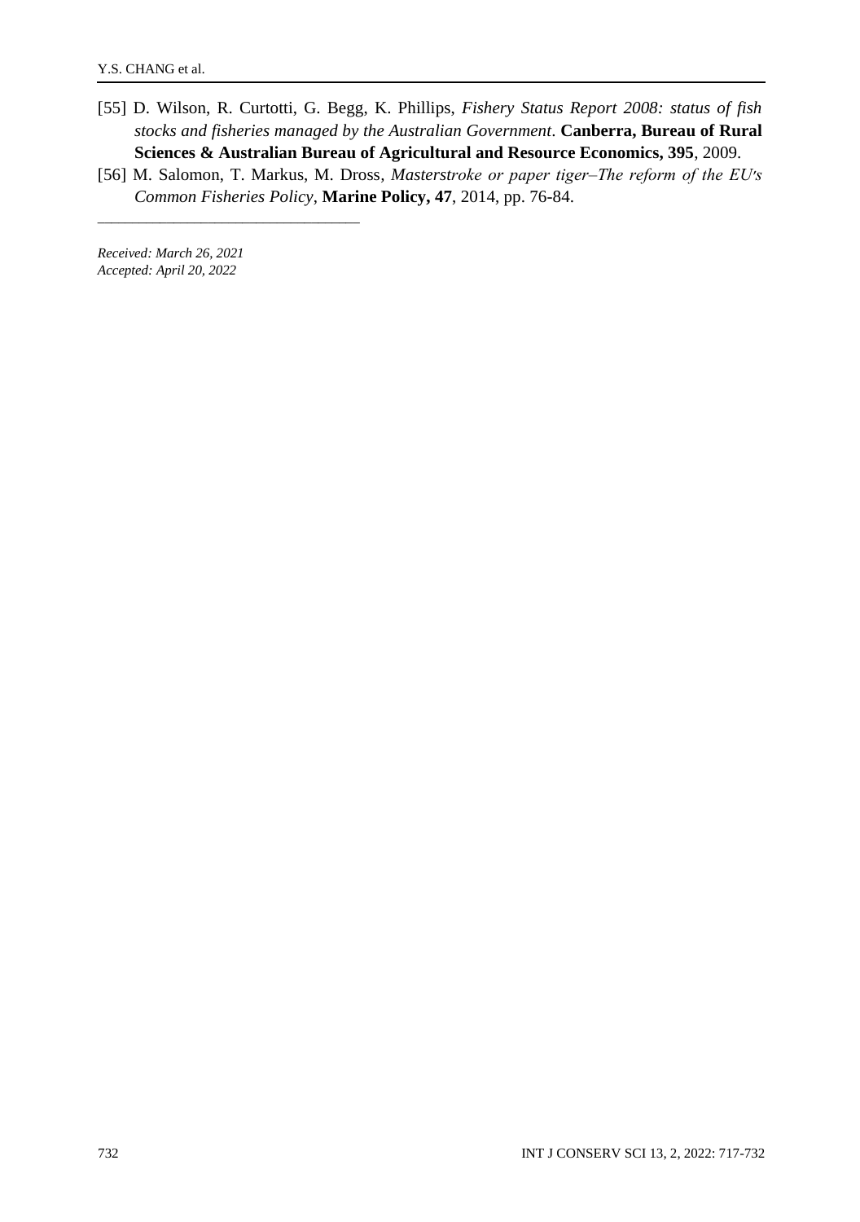[55] D. Wilson, R. Curtotti, G. Begg, K. Phillips, *Fishery Status Report 2008: status of fish stocks and fisheries managed by the Australian Government*. **Canberra, Bureau of Rural Sciences & Australian Bureau of Agricultural and Resource Economics, 395**, 2009.

[56] M. Salomon, T. Markus, M. Dross, *Masterstroke or paper tiger–The reform of the EU's Common Fisheries Policy*, **Marine Policy, 47**, 2014, pp. 76-84.

---

*Received: March 26, 2021*
*Accepted: April 20, 2022*